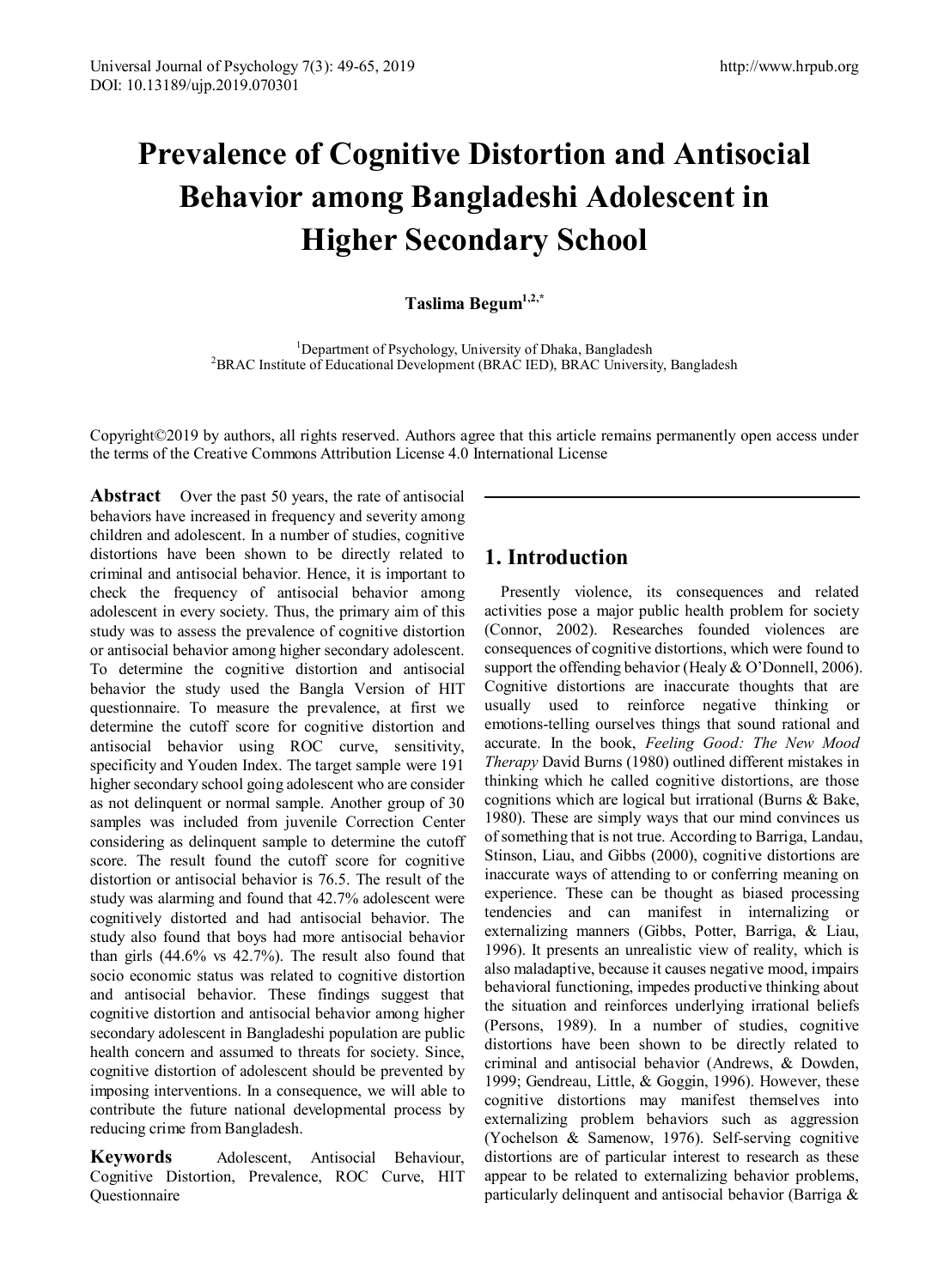# Prevalence of Cognitive Distortion and Antisocial Behavior among Bangladeshi Adolescent in Higher Secondary School

**Taslima Begum**[1,2,*]

[1]Department of Psychology, University of Dhaka, Bangladesh
[2]BRAC Institute of Educational Development (BRAC IED), BRAC University, Bangladesh

Copyright©2019 by authors, all rights reserved. Authors agree that this article remains permanently open access under the terms of the Creative Commons Attribution License 4.0 International License

**Abstract** Over the past 50 years, the rate of antisocial behaviors have increased in frequency and severity among children and adolescent. In a number of studies, cognitive distortions have been shown to be directly related to criminal and antisocial behavior. Hence, it is important to check the frequency of antisocial behavior among adolescent in every society. Thus, the primary aim of this study was to assess the prevalence of cognitive distortion or antisocial behavior among higher secondary adolescent. To determine the cognitive distortion and antisocial behavior the study used the Bangla Version of HIT questionnaire. To measure the prevalence, at first we determine the cutoff score for cognitive distortion and antisocial behavior using ROC curve, sensitivity, specificity and Youden Index. The target sample were 191 higher secondary school going adolescent who are consider as not delinquent or normal sample. Another group of 30 samples was included from juvenile Correction Center considering as delinquent sample to determine the cutoff score. The result found the cutoff score for cognitive distortion or antisocial behavior is 76.5. The result of the study was alarming and found that 42.7% adolescent were cognitively distorted and had antisocial behavior. The study also found that boys had more antisocial behavior than girls (44.6% vs 42.7%). The result also found that socio economic status was related to cognitive distortion and antisocial behavior. These findings suggest that cognitive distortion and antisocial behavior among higher secondary adolescent in Bangladeshi population are public health concern and assumed to threats for society. Since, cognitive distortion of adolescent should be prevented by imposing interventions. In a consequence, we will able to contribute the future national developmental process by reducing crime from Bangladesh.

**Keywords** Adolescent, Antisocial Behaviour, Cognitive Distortion, Prevalence, ROC Curve, HIT Questionnaire

## 1. Introduction

Presently violence, its consequences and related activities pose a major public health problem for society (Connor, 2002). Researches founded violences are consequences of cognitive distortions, which were found to support the offending behavior (Healy & O'Donnell, 2006). Cognitive distortions are inaccurate thoughts that are usually used to reinforce negative thinking or emotions-telling ourselves things that sound rational and accurate. In the book, *Feeling Good: The New Mood Therapy* David Burns (1980) outlined different mistakes in thinking which he called cognitive distortions, are those cognitions which are logical but irrational (Burns & Bake, 1980). These are simply ways that our mind convinces us of something that is not true. According to Barriga, Landau, Stinson, Liau, and Gibbs (2000), cognitive distortions are inaccurate ways of attending to or conferring meaning on experience. These can be thought as biased processing tendencies and can manifest in internalizing or externalizing manners (Gibbs, Potter, Barriga, & Liau, 1996). It presents an unrealistic view of reality, which is also maladaptive, because it causes negative mood, impairs behavioral functioning, impedes productive thinking about the situation and reinforces underlying irrational beliefs (Persons, 1989). In a number of studies, cognitive distortions have been shown to be directly related to criminal and antisocial behavior (Andrews, & Dowden, 1999; Gendreau, Little, & Goggin, 1996). However, these cognitive distortions may manifest themselves into externalizing problem behaviors such as aggression (Yochelson & Samenow, 1976). Self-serving cognitive distortions are of particular interest to research as these appear to be related to externalizing behavior problems, particularly delinquent and antisocial behavior (Barriga &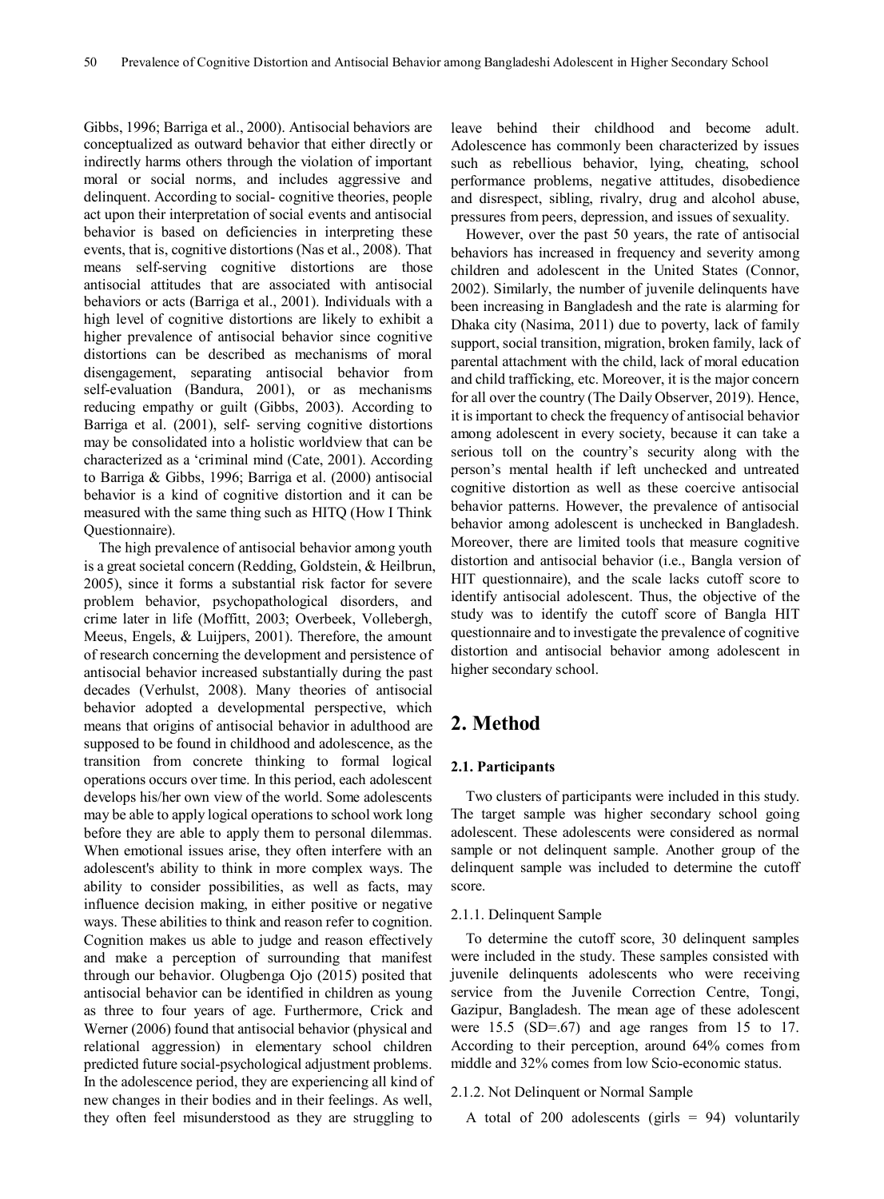Gibbs, 1996; Barriga et al., 2000). Antisocial behaviors are conceptualized as outward behavior that either directly or indirectly harms others through the violation of important moral or social norms, and includes aggressive and delinquent. According to social- cognitive theories, people act upon their interpretation of social events and antisocial behavior is based on deficiencies in interpreting these events, that is, cognitive distortions (Nas et al., 2008). That means self-serving cognitive distortions are those antisocial attitudes that are associated with antisocial behaviors or acts (Barriga et al., 2001). Individuals with a high level of cognitive distortions are likely to exhibit a higher prevalence of antisocial behavior since cognitive distortions can be described as mechanisms of moral disengagement, separating antisocial behavior from self-evaluation (Bandura, 2001), or as mechanisms reducing empathy or guilt (Gibbs, 2003). According to Barriga et al. (2001), self- serving cognitive distortions may be consolidated into a holistic worldview that can be characterized as a 'criminal mind (Cate, 2001). According to Barriga & Gibbs, 1996; Barriga et al. (2000) antisocial behavior is a kind of cognitive distortion and it can be measured with the same thing such as HITQ (How I Think Questionnaire).

The high prevalence of antisocial behavior among youth is a great societal concern (Redding, Goldstein, & Heilbrun, 2005), since it forms a substantial risk factor for severe problem behavior, psychopathological disorders, and crime later in life (Moffitt, 2003; Overbeek, Vollebergh, Meeus, Engels, & Luijpers, 2001). Therefore, the amount of research concerning the development and persistence of antisocial behavior increased substantially during the past decades (Verhulst, 2008). Many theories of antisocial behavior adopted a developmental perspective, which means that origins of antisocial behavior in adulthood are supposed to be found in childhood and adolescence, as the transition from concrete thinking to formal logical operations occurs over time. In this period, each adolescent develops his/her own view of the world. Some adolescents may be able to apply logical operations to school work long before they are able to apply them to personal dilemmas. When emotional issues arise, they often interfere with an adolescent's ability to think in more complex ways. The ability to consider possibilities, as well as facts, may influence decision making, in either positive or negative ways. These abilities to think and reason refer to cognition. Cognition makes us able to judge and reason effectively and make a perception of surrounding that manifest through our behavior. Olugbenga Ojo (2015) posited that antisocial behavior can be identified in children as young as three to four years of age. Furthermore, Crick and Werner (2006) found that antisocial behavior (physical and relational aggression) in elementary school children predicted future social-psychological adjustment problems. In the adolescence period, they are experiencing all kind of new changes in their bodies and in their feelings. As well, they often feel misunderstood as they are struggling to leave behind their childhood and become adult. Adolescence has commonly been characterized by issues such as rebellious behavior, lying, cheating, school performance problems, negative attitudes, disobedience and disrespect, sibling, rivalry, drug and alcohol abuse, pressures from peers, depression, and issues of sexuality.

However, over the past 50 years, the rate of antisocial behaviors has increased in frequency and severity among children and adolescent in the United States (Connor, 2002). Similarly, the number of juvenile delinquents have been increasing in Bangladesh and the rate is alarming for Dhaka city (Nasima, 2011) due to poverty, lack of family support, social transition, migration, broken family, lack of parental attachment with the child, lack of moral education and child trafficking, etc. Moreover, it is the major concern for all over the country (The Daily Observer, 2019). Hence, it is important to check the frequency of antisocial behavior among adolescent in every society, because it can take a serious toll on the country's security along with the person's mental health if left unchecked and untreated cognitive distortion as well as these coercive antisocial behavior patterns. However, the prevalence of antisocial behavior among adolescent is unchecked in Bangladesh. Moreover, there are limited tools that measure cognitive distortion and antisocial behavior (i.e., Bangla version of HIT questionnaire), and the scale lacks cutoff score to identify antisocial adolescent. Thus, the objective of the study was to identify the cutoff score of Bangla HIT questionnaire and to investigate the prevalence of cognitive distortion and antisocial behavior among adolescent in higher secondary school.

## 2. Method

### 2.1. Participants

Two clusters of participants were included in this study. The target sample was higher secondary school going adolescent. These adolescents were considered as normal sample or not delinquent sample. Another group of the delinquent sample was included to determine the cutoff score.

#### 2.1.1. Delinquent Sample

To determine the cutoff score, 30 delinquent samples were included in the study. These samples consisted with juvenile delinquents adolescents who were receiving service from the Juvenile Correction Centre, Tongi, Gazipur, Bangladesh. The mean age of these adolescent were 15.5 (SD=.67) and age ranges from 15 to 17. According to their perception, around 64% comes from middle and 32% comes from low Scio-economic status.

#### 2.1.2. Not Delinquent or Normal Sample

A total of 200 adolescents (girls = 94) voluntarily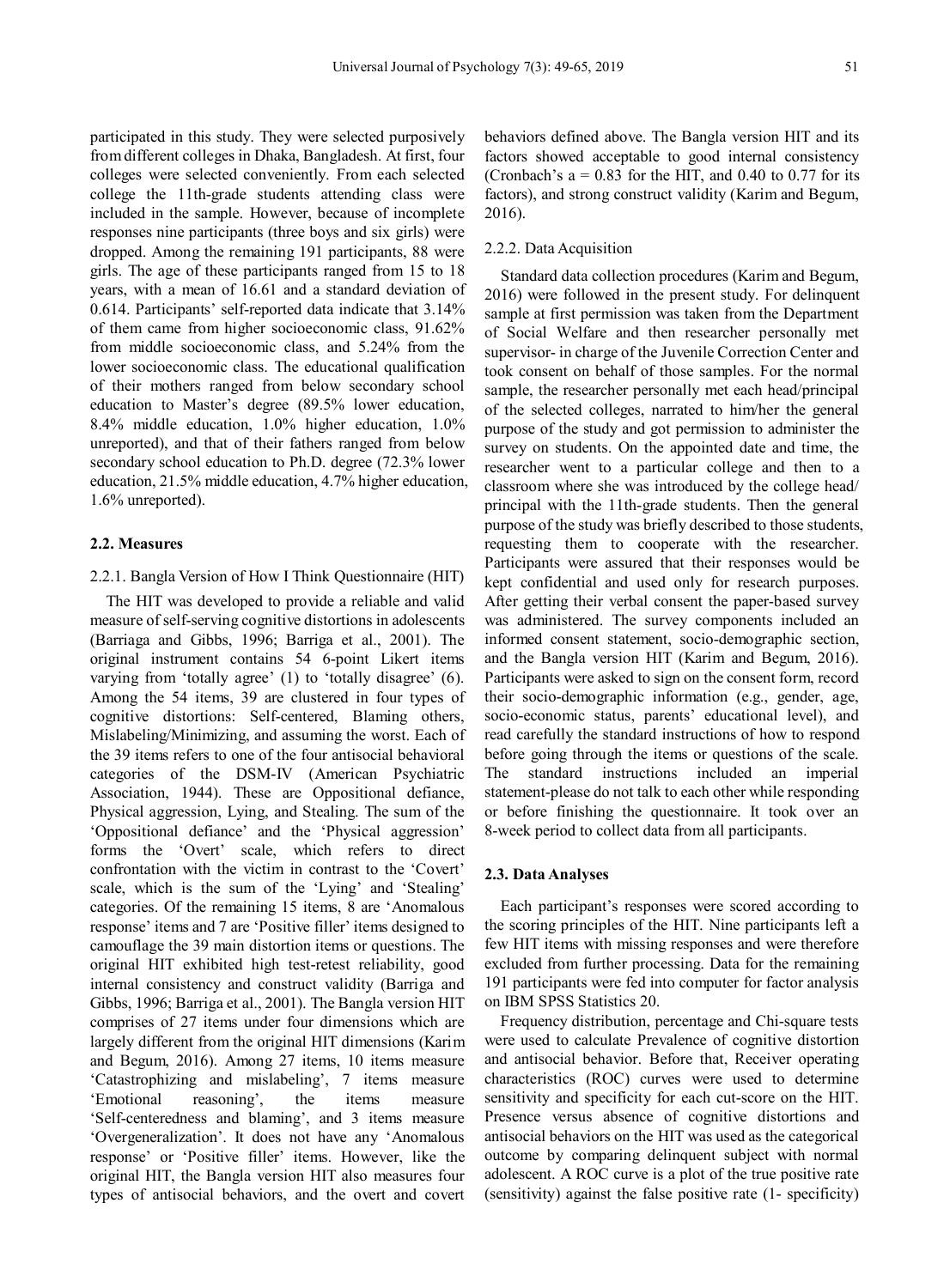participated in this study. They were selected purposively from different colleges in Dhaka, Bangladesh. At first, four colleges were selected conveniently. From each selected college the 11th-grade students attending class were included in the sample. However, because of incomplete responses nine participants (three boys and six girls) were dropped. Among the remaining 191 participants, 88 were girls. The age of these participants ranged from 15 to 18 years, with a mean of 16.61 and a standard deviation of 0.614. Participants' self-reported data indicate that 3.14% of them came from higher socioeconomic class, 91.62% from middle socioeconomic class, and 5.24% from the lower socioeconomic class. The educational qualification of their mothers ranged from below secondary school education to Master's degree (89.5% lower education, 8.4% middle education, 1.0% higher education, 1.0% unreported), and that of their fathers ranged from below secondary school education to Ph.D. degree (72.3% lower education, 21.5% middle education, 4.7% higher education, 1.6% unreported).

### 2.2. Measures

#### 2.2.1. Bangla Version of How I Think Questionnaire (HIT)

The HIT was developed to provide a reliable and valid measure of self-serving cognitive distortions in adolescents (Barriaga and Gibbs, 1996; Barriga et al., 2001). The original instrument contains 54 6-point Likert items varying from 'totally agree' (1) to 'totally disagree' (6). Among the 54 items, 39 are clustered in four types of cognitive distortions: Self-centered, Blaming others, Mislabeling/Minimizing, and assuming the worst. Each of the 39 items refers to one of the four antisocial behavioral categories of the DSM-IV (American Psychiatric Association, 1944). These are Oppositional defiance, Physical aggression, Lying, and Stealing. The sum of the 'Oppositional defiance' and the 'Physical aggression' forms the 'Overt' scale, which refers to direct confrontation with the victim in contrast to the 'Covert' scale, which is the sum of the 'Lying' and 'Stealing' categories. Of the remaining 15 items, 8 are 'Anomalous response' items and 7 are 'Positive filler' items designed to camouflage the 39 main distortion items or questions. The original HIT exhibited high test-retest reliability, good internal consistency and construct validity (Barriga and Gibbs, 1996; Barriga et al., 2001). The Bangla version HIT comprises of 27 items under four dimensions which are largely different from the original HIT dimensions (Karim and Begum, 2016). Among 27 items, 10 items measure 'Catastrophizing and mislabeling', 7 items measure 'Emotional reasoning', the items measure 'Self-centeredness and blaming', and 3 items measure 'Overgeneralization'. It does not have any 'Anomalous response' or 'Positive filler' items. However, like the original HIT, the Bangla version HIT also measures four types of antisocial behaviors, and the overt and covert behaviors defined above. The Bangla version HIT and its factors showed acceptable to good internal consistency (Cronbach's a = 0.83 for the HIT, and 0.40 to 0.77 for its factors), and strong construct validity (Karim and Begum, 2016).

#### 2.2.2. Data Acquisition

Standard data collection procedures (Karim and Begum, 2016) were followed in the present study. For delinquent sample at first permission was taken from the Department of Social Welfare and then researcher personally met supervisor- in charge of the Juvenile Correction Center and took consent on behalf of those samples. For the normal sample, the researcher personally met each head/principal of the selected colleges, narrated to him/her the general purpose of the study and got permission to administer the survey on students. On the appointed date and time, the researcher went to a particular college and then to a classroom where she was introduced by the college head/ principal with the 11th-grade students. Then the general purpose of the study was briefly described to those students, requesting them to cooperate with the researcher. Participants were assured that their responses would be kept confidential and used only for research purposes. After getting their verbal consent the paper-based survey was administered. The survey components included an informed consent statement, socio-demographic section, and the Bangla version HIT (Karim and Begum, 2016). Participants were asked to sign on the consent form, record their socio-demographic information (e.g., gender, age, socio-economic status, parents' educational level), and read carefully the standard instructions of how to respond before going through the items or questions of the scale. The standard instructions included an imperial statement-please do not talk to each other while responding or before finishing the questionnaire. It took over an 8-week period to collect data from all participants.

### 2.3. Data Analyses

Each participant's responses were scored according to the scoring principles of the HIT. Nine participants left a few HIT items with missing responses and were therefore excluded from further processing. Data for the remaining 191 participants were fed into computer for factor analysis on IBM SPSS Statistics 20.

Frequency distribution, percentage and Chi-square tests were used to calculate Prevalence of cognitive distortion and antisocial behavior. Before that, Receiver operating characteristics (ROC) curves were used to determine sensitivity and specificity for each cut-score on the HIT. Presence versus absence of cognitive distortions and antisocial behaviors on the HIT was used as the categorical outcome by comparing delinquent subject with normal adolescent. A ROC curve is a plot of the true positive rate (sensitivity) against the false positive rate (1- specificity)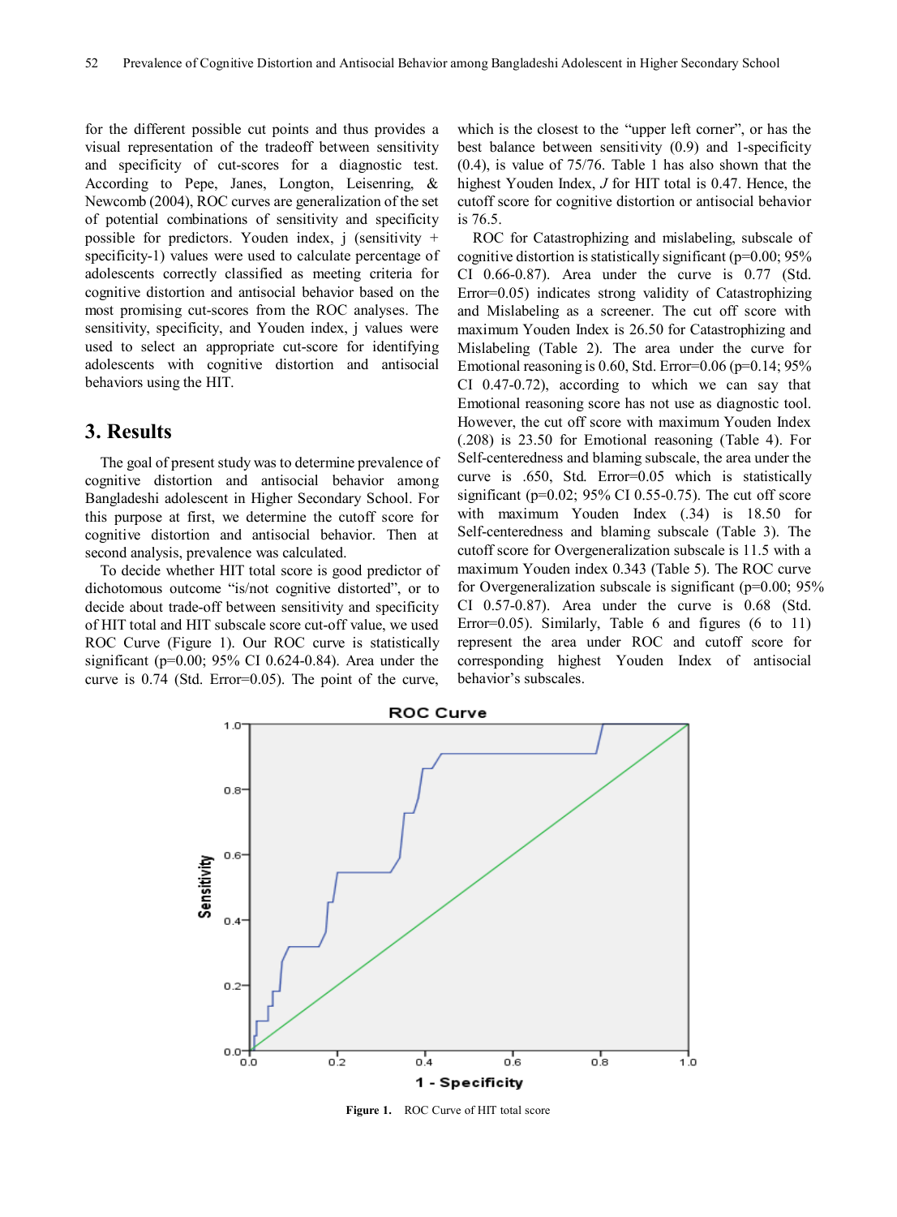for the different possible cut points and thus provides a visual representation of the tradeoff between sensitivity and specificity of cut-scores for a diagnostic test. According to Pepe, Janes, Longton, Leisenring, & Newcomb (2004), ROC curves are generalization of the set of potential combinations of sensitivity and specificity possible for predictors. Youden index, j (sensitivity + specificity-1) values were used to calculate percentage of adolescents correctly classified as meeting criteria for cognitive distortion and antisocial behavior based on the most promising cut-scores from the ROC analyses. The sensitivity, specificity, and Youden index, j values were used to select an appropriate cut-score for identifying adolescents with cognitive distortion and antisocial behaviors using the HIT.

## 3. Results

The goal of present study was to determine prevalence of cognitive distortion and antisocial behavior among Bangladeshi adolescent in Higher Secondary School. For this purpose at first, we determine the cutoff score for cognitive distortion and antisocial behavior. Then at second analysis, prevalence was calculated.

To decide whether HIT total score is good predictor of dichotomous outcome "is/not cognitive distorted", or to decide about trade-off between sensitivity and specificity of HIT total and HIT subscale score cut-off value, we used ROC Curve (Figure 1). Our ROC curve is statistically significant (p=0.00; 95% CI 0.624-0.84). Area under the curve is 0.74 (Std. Error=0.05). The point of the curve, which is the closest to the "upper left corner", or has the best balance between sensitivity (0.9) and 1-specificity (0.4), is value of 75/76. Table 1 has also shown that the highest Youden Index, *J* for HIT total is 0.47. Hence, the cutoff score for cognitive distortion or antisocial behavior is 76.5.

ROC for Catastrophizing and mislabeling, subscale of cognitive distortion is statistically significant (p=0.00; 95% CI 0.66-0.87). Area under the curve is 0.77 (Std. Error=0.05) indicates strong validity of Catastrophizing and Mislabeling as a screener. The cut off score with maximum Youden Index is 26.50 for Catastrophizing and Mislabeling (Table 2). The area under the curve for Emotional reasoning is 0.60, Std. Error=0.06 (p=0.14; 95% CI 0.47-0.72), according to which we can say that Emotional reasoning score has not use as diagnostic tool. However, the cut off score with maximum Youden Index (.208) is 23.50 for Emotional reasoning (Table 4). For Self-centeredness and blaming subscale, the area under the curve is .650, Std. Error=0.05 which is statistically significant (p=0.02; 95% CI 0.55-0.75). The cut off score with maximum Youden Index (.34) is 18.50 for Self-centeredness and blaming subscale (Table 3). The cutoff score for Overgeneralization subscale is 11.5 with a maximum Youden index 0.343 (Table 5). The ROC curve for Overgeneralization subscale is significant (p=0.00; 95% CI 0.57-0.87). Area under the curve is 0.68 (Std. Error=0.05). Similarly, Table 6 and figures (6 to 11) represent the area under ROC and cutoff score for corresponding highest Youden Index of antisocial behavior's subscales.

**Figure 1.** ROC Curve of HIT total score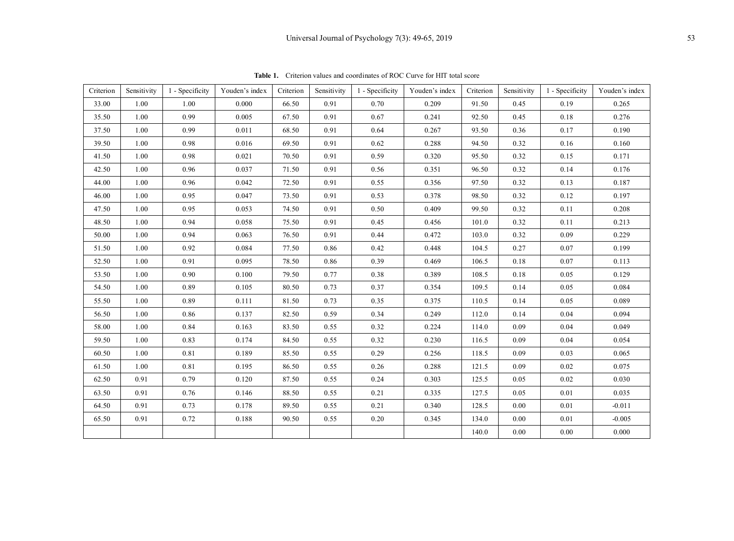**Table 1.** Criterion values and coordinates of ROC Curve for HIT total score

| Criterion | Sensitivity | 1 - Specificity | Youden's index | Criterion | Sensitivity | 1 - Specificity | Youden's index | Criterion | Sensitivity | 1 - Specificity | Youden's index |
|---|---|---|---|---|---|---|---|---|---|---|---|
| 33.00 | 1.00 | 1.00 | 0.000 | 66.50 | 0.91 | 0.70 | 0.209 | 91.50 | 0.45 | 0.19 | 0.265 |
| 35.50 | 1.00 | 0.99 | 0.005 | 67.50 | 0.91 | 0.67 | 0.241 | 92.50 | 0.45 | 0.18 | 0.276 |
| 37.50 | 1.00 | 0.99 | 0.011 | 68.50 | 0.91 | 0.64 | 0.267 | 93.50 | 0.36 | 0.17 | 0.190 |
| 39.50 | 1.00 | 0.98 | 0.016 | 69.50 | 0.91 | 0.62 | 0.288 | 94.50 | 0.32 | 0.16 | 0.160 |
| 41.50 | 1.00 | 0.98 | 0.021 | 70.50 | 0.91 | 0.59 | 0.320 | 95.50 | 0.32 | 0.15 | 0.171 |
| 42.50 | 1.00 | 0.96 | 0.037 | 71.50 | 0.91 | 0.56 | 0.351 | 96.50 | 0.32 | 0.14 | 0.176 |
| 44.00 | 1.00 | 0.96 | 0.042 | 72.50 | 0.91 | 0.55 | 0.356 | 97.50 | 0.32 | 0.13 | 0.187 |
| 46.00 | 1.00 | 0.95 | 0.047 | 73.50 | 0.91 | 0.53 | 0.378 | 98.50 | 0.32 | 0.12 | 0.197 |
| 47.50 | 1.00 | 0.95 | 0.053 | 74.50 | 0.91 | 0.50 | 0.409 | 99.50 | 0.32 | 0.11 | 0.208 |
| 48.50 | 1.00 | 0.94 | 0.058 | 75.50 | 0.91 | 0.45 | 0.456 | 101.0 | 0.32 | 0.11 | 0.213 |
| 50.00 | 1.00 | 0.94 | 0.063 | 76.50 | 0.91 | 0.44 | 0.472 | 103.0 | 0.32 | 0.09 | 0.229 |
| 51.50 | 1.00 | 0.92 | 0.084 | 77.50 | 0.86 | 0.42 | 0.448 | 104.5 | 0.27 | 0.07 | 0.199 |
| 52.50 | 1.00 | 0.91 | 0.095 | 78.50 | 0.86 | 0.39 | 0.469 | 106.5 | 0.18 | 0.07 | 0.113 |
| 53.50 | 1.00 | 0.90 | 0.100 | 79.50 | 0.77 | 0.38 | 0.389 | 108.5 | 0.18 | 0.05 | 0.129 |
| 54.50 | 1.00 | 0.89 | 0.105 | 80.50 | 0.73 | 0.37 | 0.354 | 109.5 | 0.14 | 0.05 | 0.084 |
| 55.50 | 1.00 | 0.89 | 0.111 | 81.50 | 0.73 | 0.35 | 0.375 | 110.5 | 0.14 | 0.05 | 0.089 |
| 56.50 | 1.00 | 0.86 | 0.137 | 82.50 | 0.59 | 0.34 | 0.249 | 112.0 | 0.14 | 0.04 | 0.094 |
| 58.00 | 1.00 | 0.84 | 0.163 | 83.50 | 0.55 | 0.32 | 0.224 | 114.0 | 0.09 | 0.04 | 0.049 |
| 59.50 | 1.00 | 0.83 | 0.174 | 84.50 | 0.55 | 0.32 | 0.230 | 116.5 | 0.09 | 0.04 | 0.054 |
| 60.50 | 1.00 | 0.81 | 0.189 | 85.50 | 0.55 | 0.29 | 0.256 | 118.5 | 0.09 | 0.03 | 0.065 |
| 61.50 | 1.00 | 0.81 | 0.195 | 86.50 | 0.55 | 0.26 | 0.288 | 121.5 | 0.09 | 0.02 | 0.075 |
| 62.50 | 0.91 | 0.79 | 0.120 | 87.50 | 0.55 | 0.24 | 0.303 | 125.5 | 0.05 | 0.02 | 0.030 |
| 63.50 | 0.91 | 0.76 | 0.146 | 88.50 | 0.55 | 0.21 | 0.335 | 127.5 | 0.05 | 0.01 | 0.035 |
| 64.50 | 0.91 | 0.73 | 0.178 | 89.50 | 0.55 | 0.21 | 0.340 | 128.5 | 0.00 | 0.01 | -0.011 |
| 65.50 | 0.91 | 0.72 | 0.188 | 90.50 | 0.55 | 0.20 | 0.345 | 134.0 | 0.00 | 0.01 | -0.005 |
| | | | | | | | | 140.0 | 0.00 | 0.00 | 0.000 |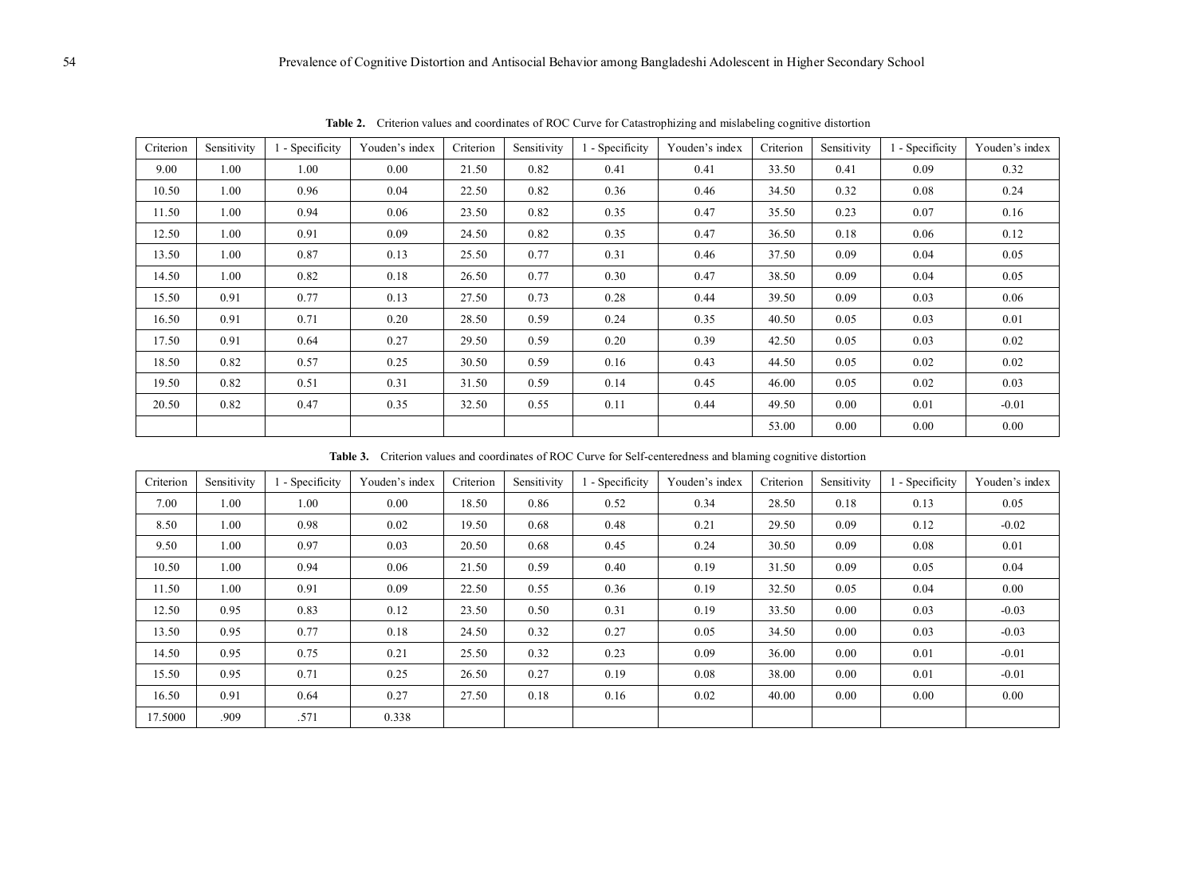**Table 2.** Criterion values and coordinates of ROC Curve for Catastrophizing and mislabeling cognitive distortion

| Criterion | Sensitivity | 1 - Specificity | Youden's index | Criterion | Sensitivity | 1 - Specificity | Youden's index | Criterion | Sensitivity | 1 - Specificity | Youden's index |
|---|---|---|---|---|---|---|---|---|---|---|---|
| 9.00 | 1.00 | 1.00 | 0.00 | 21.50 | 0.82 | 0.41 | 0.41 | 33.50 | 0.41 | 0.09 | 0.32 |
| 10.50 | 1.00 | 0.96 | 0.04 | 22.50 | 0.82 | 0.36 | 0.46 | 34.50 | 0.32 | 0.08 | 0.24 |
| 11.50 | 1.00 | 0.94 | 0.06 | 23.50 | 0.82 | 0.35 | 0.47 | 35.50 | 0.23 | 0.07 | 0.16 |
| 12.50 | 1.00 | 0.91 | 0.09 | 24.50 | 0.82 | 0.35 | 0.47 | 36.50 | 0.18 | 0.06 | 0.12 |
| 13.50 | 1.00 | 0.87 | 0.13 | 25.50 | 0.77 | 0.31 | 0.46 | 37.50 | 0.09 | 0.04 | 0.05 |
| 14.50 | 1.00 | 0.82 | 0.18 | 26.50 | 0.77 | 0.30 | 0.47 | 38.50 | 0.09 | 0.04 | 0.05 |
| 15.50 | 0.91 | 0.77 | 0.13 | 27.50 | 0.73 | 0.28 | 0.44 | 39.50 | 0.09 | 0.03 | 0.06 |
| 16.50 | 0.91 | 0.71 | 0.20 | 28.50 | 0.59 | 0.24 | 0.35 | 40.50 | 0.05 | 0.03 | 0.01 |
| 17.50 | 0.91 | 0.64 | 0.27 | 29.50 | 0.59 | 0.20 | 0.39 | 42.50 | 0.05 | 0.03 | 0.02 |
| 18.50 | 0.82 | 0.57 | 0.25 | 30.50 | 0.59 | 0.16 | 0.43 | 44.50 | 0.05 | 0.02 | 0.02 |
| 19.50 | 0.82 | 0.51 | 0.31 | 31.50 | 0.59 | 0.14 | 0.45 | 46.00 | 0.05 | 0.02 | 0.03 |
| 20.50 | 0.82 | 0.47 | 0.35 | 32.50 | 0.55 | 0.11 | 0.44 | 49.50 | 0.00 | 0.01 | -0.01 |
| | | | | | | | | 53.00 | 0.00 | 0.00 | 0.00 |

**Table 3.** Criterion values and coordinates of ROC Curve for Self-centeredness and blaming cognitive distortion

| Criterion | Sensitivity | 1 - Specificity | Youden's index | Criterion | Sensitivity | 1 - Specificity | Youden's index | Criterion | Sensitivity | 1 - Specificity | Youden's index |
|---|---|---|---|---|---|---|---|---|---|---|---|
| 7.00 | 1.00 | 1.00 | 0.00 | 18.50 | 0.86 | 0.52 | 0.34 | 28.50 | 0.18 | 0.13 | 0.05 |
| 8.50 | 1.00 | 0.98 | 0.02 | 19.50 | 0.68 | 0.48 | 0.21 | 29.50 | 0.09 | 0.12 | -0.02 |
| 9.50 | 1.00 | 0.97 | 0.03 | 20.50 | 0.68 | 0.45 | 0.24 | 30.50 | 0.09 | 0.08 | 0.01 |
| 10.50 | 1.00 | 0.94 | 0.06 | 21.50 | 0.59 | 0.40 | 0.19 | 31.50 | 0.09 | 0.05 | 0.04 |
| 11.50 | 1.00 | 0.91 | 0.09 | 22.50 | 0.55 | 0.36 | 0.19 | 32.50 | 0.05 | 0.04 | 0.00 |
| 12.50 | 0.95 | 0.83 | 0.12 | 23.50 | 0.50 | 0.31 | 0.19 | 33.50 | 0.00 | 0.03 | -0.03 |
| 13.50 | 0.95 | 0.77 | 0.18 | 24.50 | 0.32 | 0.27 | 0.05 | 34.50 | 0.00 | 0.03 | -0.03 |
| 14.50 | 0.95 | 0.75 | 0.21 | 25.50 | 0.32 | 0.23 | 0.09 | 36.00 | 0.00 | 0.01 | -0.01 |
| 15.50 | 0.95 | 0.71 | 0.25 | 26.50 | 0.27 | 0.19 | 0.08 | 38.00 | 0.00 | 0.01 | -0.01 |
| 16.50 | 0.91 | 0.64 | 0.27 | 27.50 | 0.18 | 0.16 | 0.02 | 40.00 | 0.00 | 0.00 | 0.00 |
| 17.5000 | .909 | .571 | 0.338 | | | | | | | | |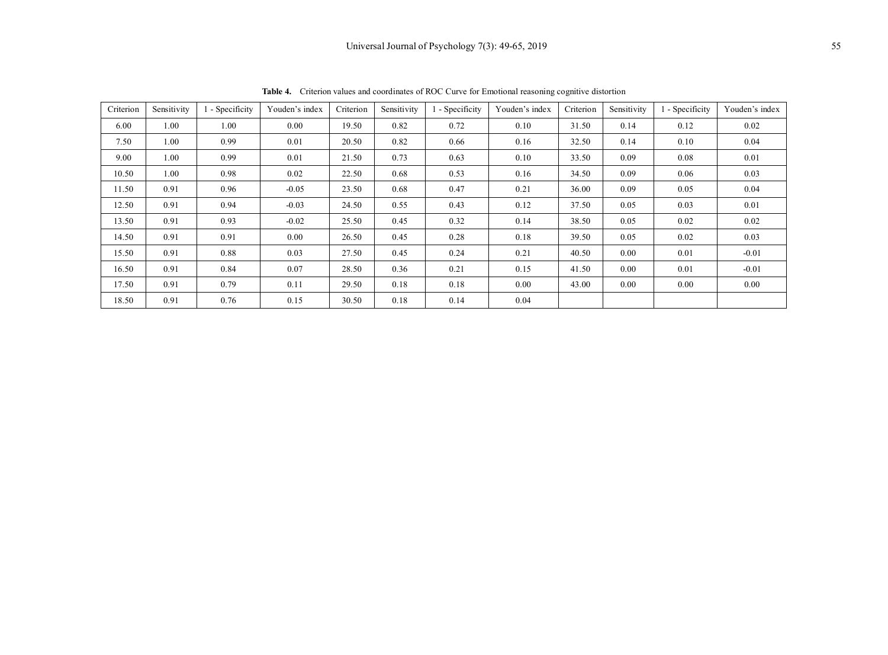**Table 4.** Criterion values and coordinates of ROC Curve for Emotional reasoning cognitive distortion

| Criterion | Sensitivity | 1 - Specificity | Youden's index | Criterion | Sensitivity | 1 - Specificity | Youden's index | Criterion | Sensitivity | 1 - Specificity | Youden's index |
|---|---|---|---|---|---|---|---|---|---|---|---|
| 6.00 | 1.00 | 1.00 | 0.00 | 19.50 | 0.82 | 0.72 | 0.10 | 31.50 | 0.14 | 0.12 | 0.02 |
| 7.50 | 1.00 | 0.99 | 0.01 | 20.50 | 0.82 | 0.66 | 0.16 | 32.50 | 0.14 | 0.10 | 0.04 |
| 9.00 | 1.00 | 0.99 | 0.01 | 21.50 | 0.73 | 0.63 | 0.10 | 33.50 | 0.09 | 0.08 | 0.01 |
| 10.50 | 1.00 | 0.98 | 0.02 | 22.50 | 0.68 | 0.53 | 0.16 | 34.50 | 0.09 | 0.06 | 0.03 |
| 11.50 | 0.91 | 0.96 | -0.05 | 23.50 | 0.68 | 0.47 | 0.21 | 36.00 | 0.09 | 0.05 | 0.04 |
| 12.50 | 0.91 | 0.94 | -0.03 | 24.50 | 0.55 | 0.43 | 0.12 | 37.50 | 0.05 | 0.03 | 0.01 |
| 13.50 | 0.91 | 0.93 | -0.02 | 25.50 | 0.45 | 0.32 | 0.14 | 38.50 | 0.05 | 0.02 | 0.02 |
| 14.50 | 0.91 | 0.91 | 0.00 | 26.50 | 0.45 | 0.28 | 0.18 | 39.50 | 0.05 | 0.02 | 0.03 |
| 15.50 | 0.91 | 0.88 | 0.03 | 27.50 | 0.45 | 0.24 | 0.21 | 40.50 | 0.00 | 0.01 | -0.01 |
| 16.50 | 0.91 | 0.84 | 0.07 | 28.50 | 0.36 | 0.21 | 0.15 | 41.50 | 0.00 | 0.01 | -0.01 |
| 17.50 | 0.91 | 0.79 | 0.11 | 29.50 | 0.18 | 0.18 | 0.00 | 43.00 | 0.00 | 0.00 | 0.00 |
| 18.50 | 0.91 | 0.76 | 0.15 | 30.50 | 0.18 | 0.14 | 0.04 | | | | |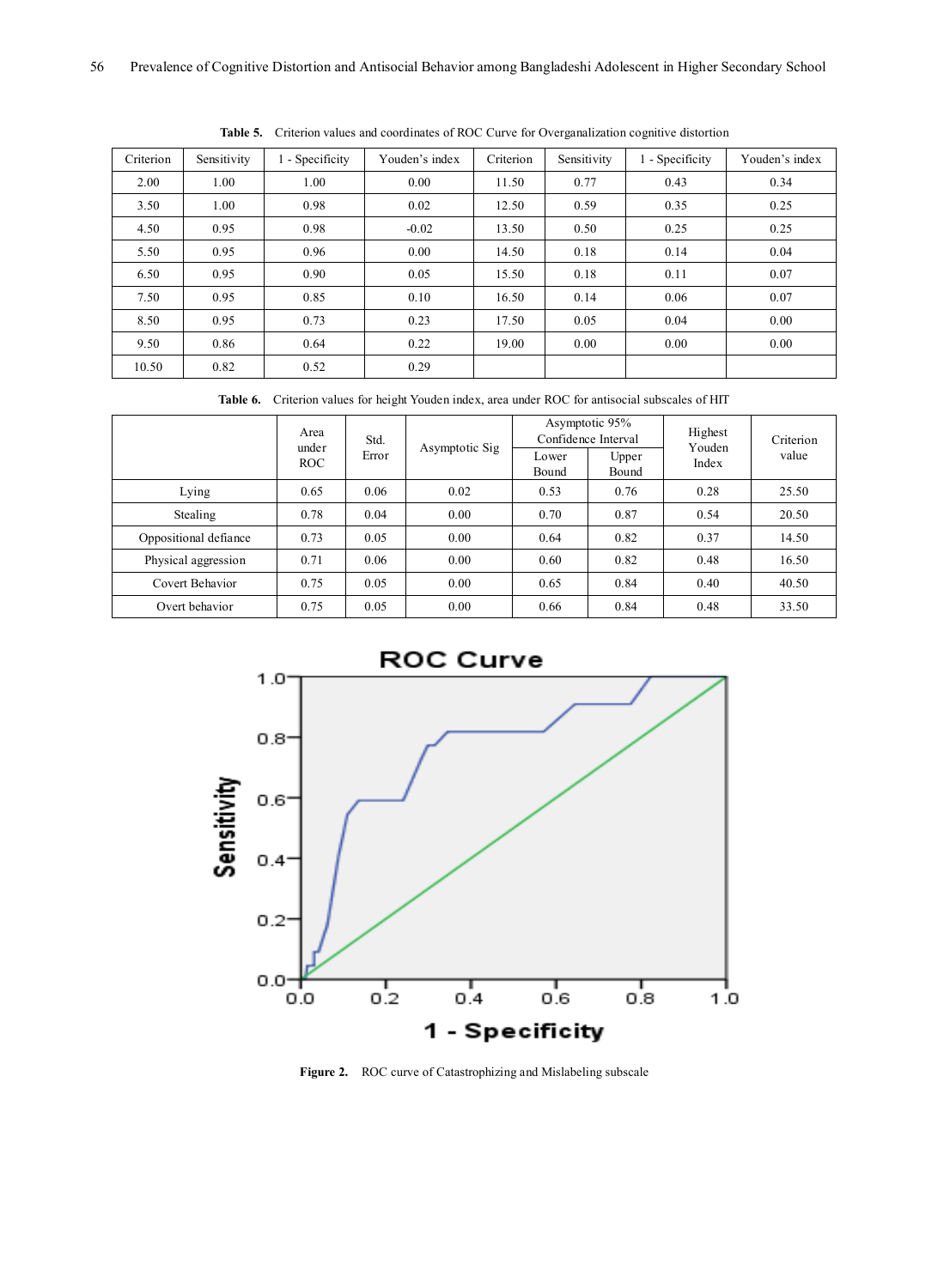**Table 5.** Criterion values and coordinates of ROC Curve for Overganalization cognitive distortion

| Criterion | Sensitivity | 1 - Specificity | Youden's index | Criterion | Sensitivity | 1 - Specificity | Youden's index |
|---|---|---|---|---|---|---|---|
| 2.00 | 1.00 | 1.00 | 0.00 | 11.50 | 0.77 | 0.43 | 0.34 |
| 3.50 | 1.00 | 0.98 | 0.02 | 12.50 | 0.59 | 0.35 | 0.25 |
| 4.50 | 0.95 | 0.98 | -0.02 | 13.50 | 0.50 | 0.25 | 0.25 |
| 5.50 | 0.95 | 0.96 | 0.00 | 14.50 | 0.18 | 0.14 | 0.04 |
| 6.50 | 0.95 | 0.90 | 0.05 | 15.50 | 0.18 | 0.11 | 0.07 |
| 7.50 | 0.95 | 0.85 | 0.10 | 16.50 | 0.14 | 0.06 | 0.07 |
| 8.50 | 0.95 | 0.73 | 0.23 | 17.50 | 0.05 | 0.04 | 0.00 |
| 9.50 | 0.86 | 0.64 | 0.22 | 19.00 | 0.00 | 0.00 | 0.00 |
| 10.50 | 0.82 | 0.52 | 0.29 | | | | |

**Table 6.** Criterion values for height Youden index, area under ROC for antisocial subscales of HIT

| | Area under ROC | Std. Error | Asymptotic Sig | Asymptotic 95% Confidence Interval | | Highest Youden Index | Criterion value |
|---|---|---|---|---|---|---|---|
| | | | | Lower Bound | Upper Bound | | |
| Lying | 0.65 | 0.06 | 0.02 | 0.53 | 0.76 | 0.28 | 25.50 |
| Stealing | 0.78 | 0.04 | 0.00 | 0.70 | 0.87 | 0.54 | 20.50 |
| Oppositional defiance | 0.73 | 0.05 | 0.00 | 0.64 | 0.82 | 0.37 | 14.50 |
| Physical aggression | 0.71 | 0.06 | 0.00 | 0.60 | 0.82 | 0.48 | 16.50 |
| Covert Behavior | 0.75 | 0.05 | 0.00 | 0.65 | 0.84 | 0.40 | 40.50 |
| Overt behavior | 0.75 | 0.05 | 0.00 | 0.66 | 0.84 | 0.48 | 33.50 |

**Figure 2.** ROC curve of Catastrophizing and Mislabeling subscale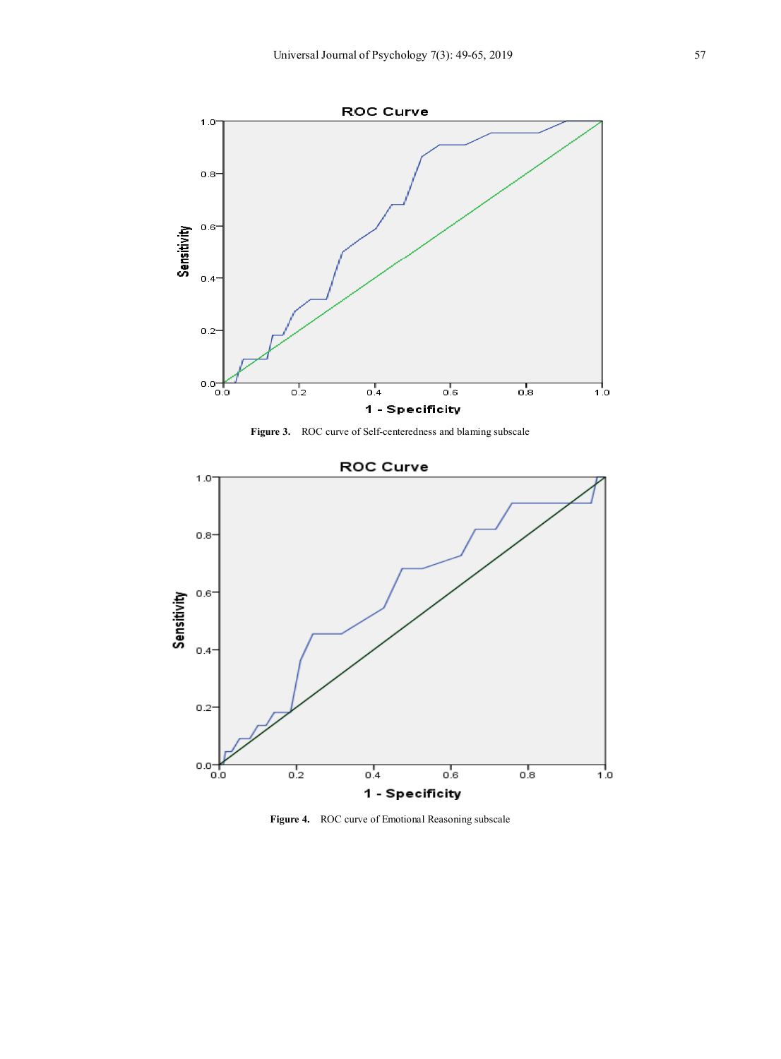Figure 3. ROC curve of Self-centeredness and blaming subscale

Figure 4. ROC curve of Emotional Reasoning subscale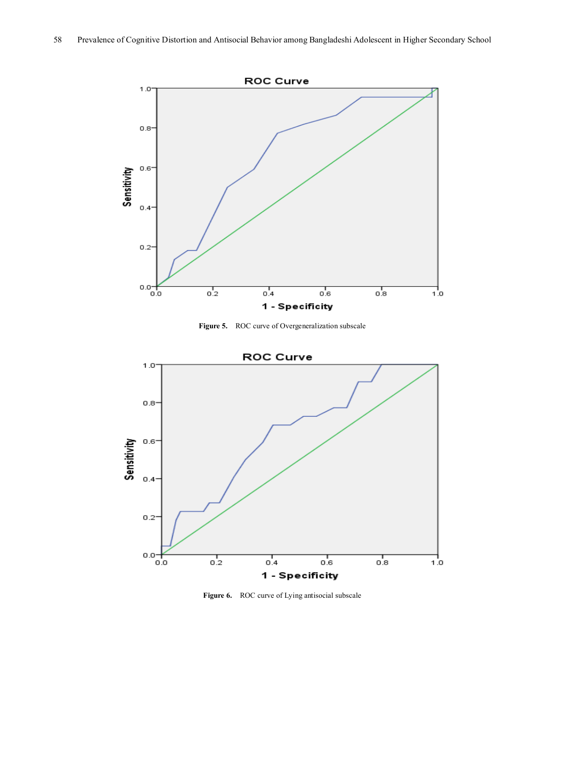**Figure 5.** ROC curve of Overgeneralization subscale

**Figure 6.** ROC curve of Lying antisocial subscale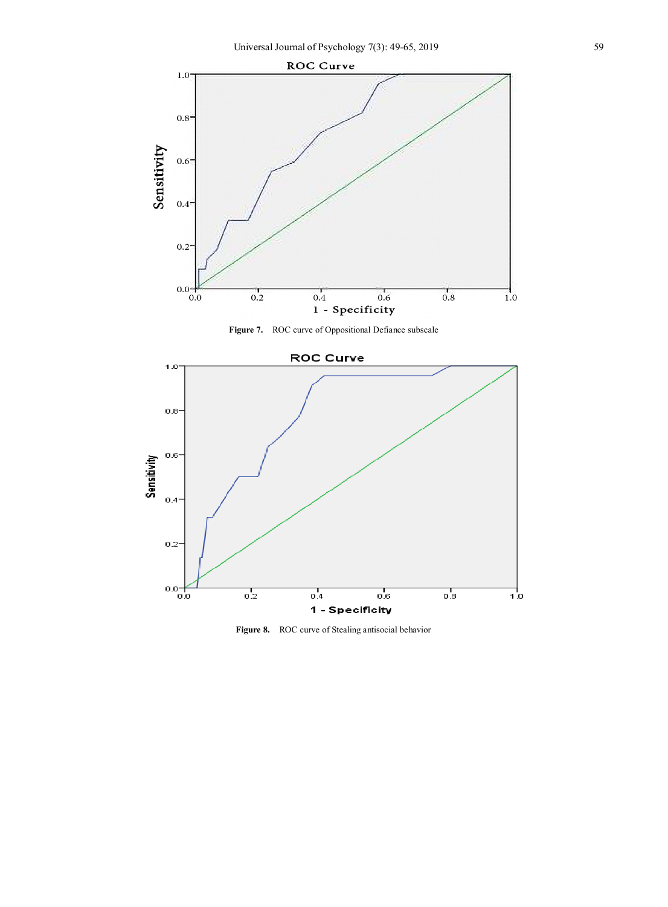**Figure 7.** ROC curve of Oppositional Defiance subscale

**Figure 8.** ROC curve of Stealing antisocial behavior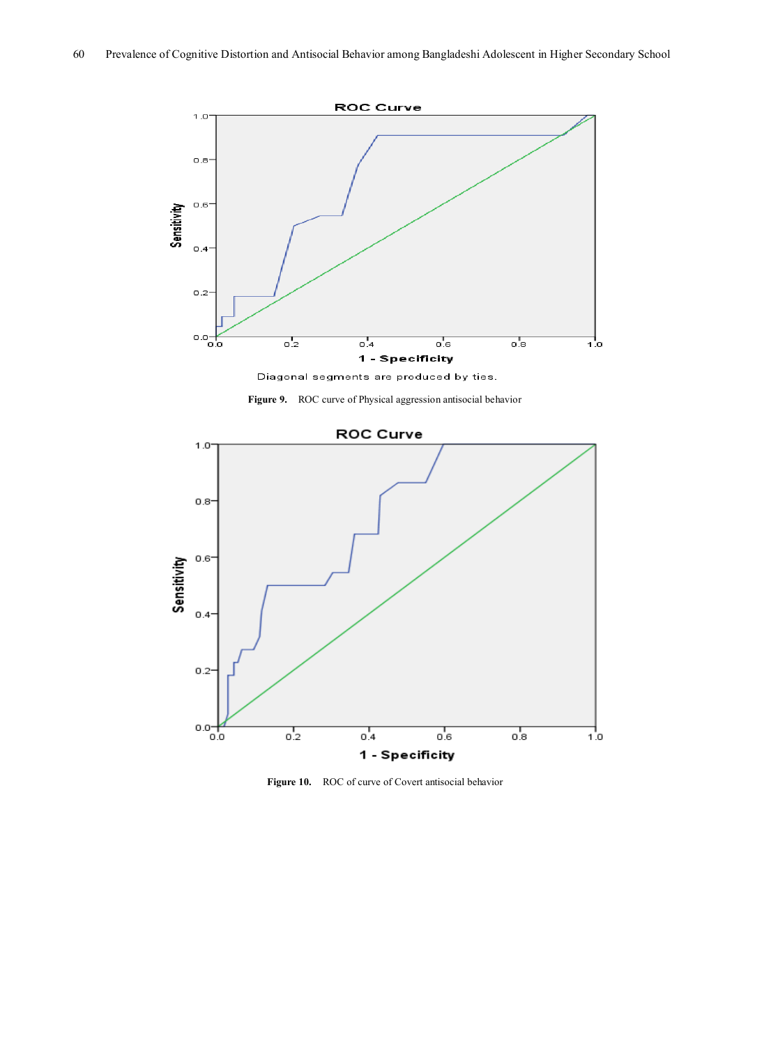ROC Curve

Diagonal segments are produced by ties.

**Figure 9.** ROC curve of Physical aggression antisocial behavior

ROC Curve

**Figure 10.** ROC of curve of Covert antisocial behavior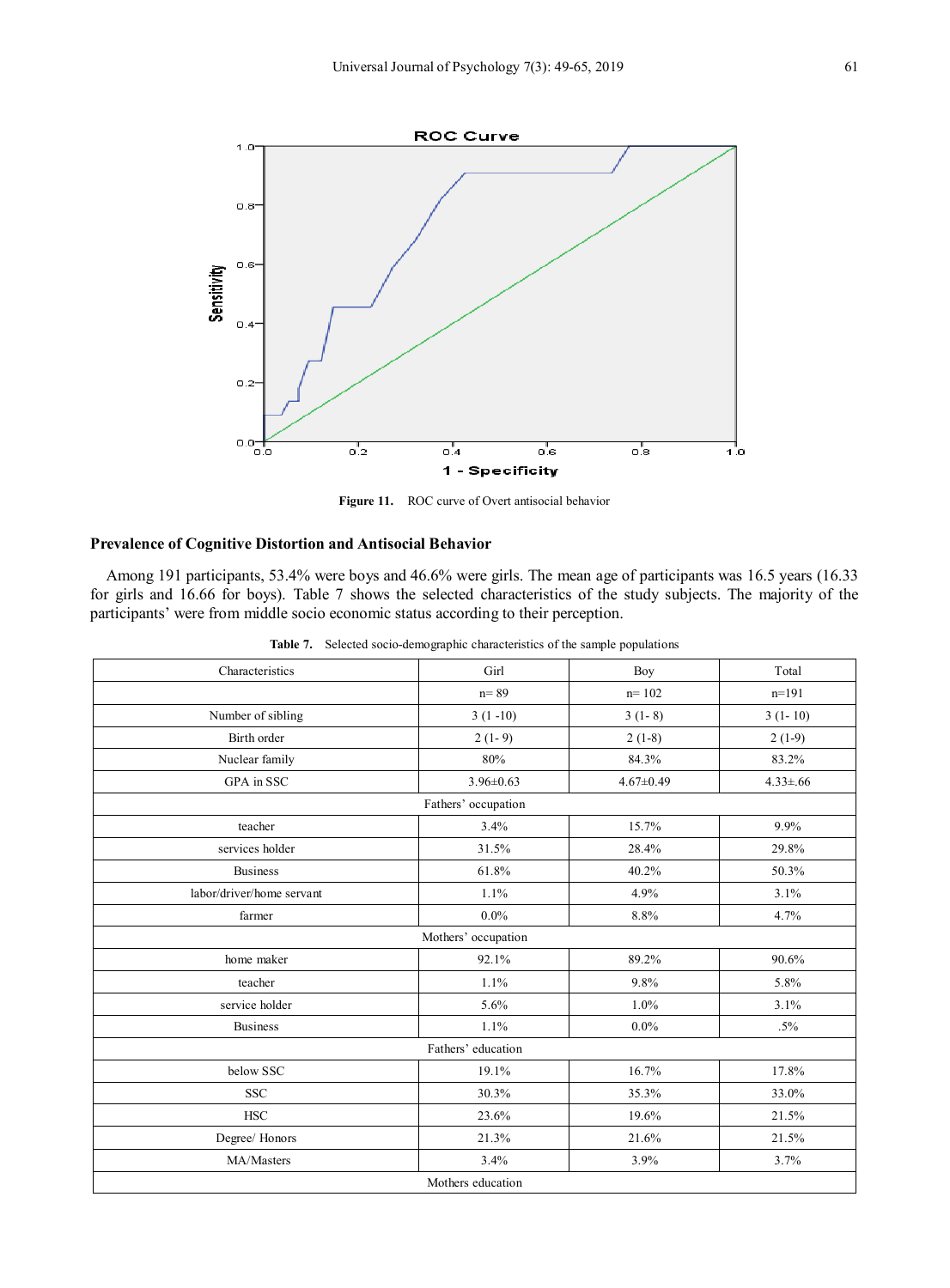Figure 11. ROC curve of Overt antisocial behavior

### Prevalence of Cognitive Distortion and Antisocial Behavior

Among 191 participants, 53.4% were boys and 46.6% were girls. The mean age of participants was 16.5 years (16.33 for girls and 16.66 for boys). Table 7 shows the selected characteristics of the study subjects. The majority of the participants' were from middle socio economic status according to their perception.

**Table 7.** Selected socio-demographic characteristics of the sample populations

| Characteristics | Girl | Boy | Total |
|---|---|---|---|
| | n= 89 | n= 102 | n=191 |
| Number of sibling | 3 (1 -10) | 3 (1- 8) | 3 (1- 10) |
| Birth order | 2 (1- 9) | 2 (1-8) | 2 (1-9) |
| Nuclear family | 80% | 84.3% | 83.2% |
| GPA in SSC | 3.96±0.63 | 4.67±0.49 | 4.33±.66 |
| Fathers' occupation | | | |
| teacher | 3.4% | 15.7% | 9.9% |
| services holder | 31.5% | 28.4% | 29.8% |
| Business | 61.8% | 40.2% | 50.3% |
| labor/driver/home servant | 1.1% | 4.9% | 3.1% |
| farmer | 0.0% | 8.8% | 4.7% |
| Mothers' occupation | | | |
| home maker | 92.1% | 89.2% | 90.6% |
| teacher | 1.1% | 9.8% | 5.8% |
| service holder | 5.6% | 1.0% | 3.1% |
| Business | 1.1% | 0.0% | .5% |
| Fathers' education | | | |
| below SSC | 19.1% | 16.7% | 17.8% |
| SSC | 30.3% | 35.3% | 33.0% |
| HSC | 23.6% | 19.6% | 21.5% |
| Degree/ Honors | 21.3% | 21.6% | 21.5% |
| MA/Masters | 3.4% | 3.9% | 3.7% |
| Mothers education | | | |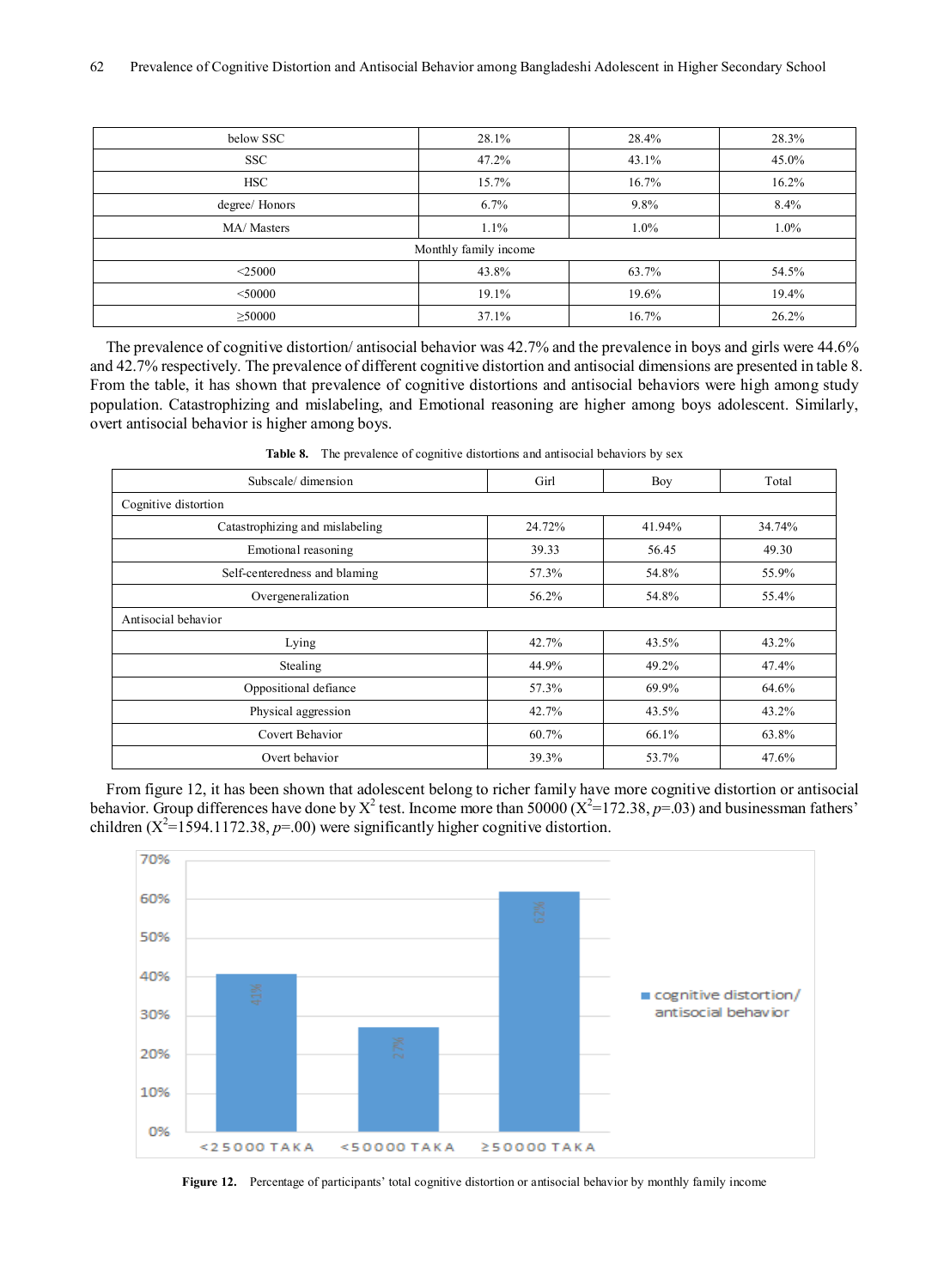| below SSC | 28.1% | 28.4% | 28.3% |
|---|---|---|---|
| SSC | 47.2% | 43.1% | 45.0% |
| HSC | 15.7% | 16.7% | 16.2% |
| degree/ Honors | 6.7% | 9.8% | 8.4% |
| MA/ Masters | 1.1% | 1.0% | 1.0% |
| Monthly family income | | | |
| <25000 | 43.8% | 63.7% | 54.5% |
| <50000 | 19.1% | 19.6% | 19.4% |
| ≥50000 | 37.1% | 16.7% | 26.2% |

The prevalence of cognitive distortion/ antisocial behavior was 42.7% and the prevalence in boys and girls were 44.6% and 42.7% respectively. The prevalence of different cognitive distortion and antisocial dimensions are presented in table 8. From the table, it has shown that prevalence of cognitive distortions and antisocial behaviors were high among study population. Catastrophizing and mislabeling, and Emotional reasoning are higher among boys adolescent. Similarly, overt antisocial behavior is higher among boys.

**Table 8.** The prevalence of cognitive distortions and antisocial behaviors by sex

| Subscale/ dimension | Girl | Boy | Total |
|---|---|---|---|
| Cognitive distortion | | | |
| Catastrophizing and mislabeling | 24.72% | 41.94% | 34.74% |
| Emotional reasoning | 39.33 | 56.45 | 49.30 |
| Self-centeredness and blaming | 57.3% | 54.8% | 55.9% |
| Overgeneralization | 56.2% | 54.8% | 55.4% |
| Antisocial behavior | | | |
| Lying | 42.7% | 43.5% | 43.2% |
| Stealing | 44.9% | 49.2% | 47.4% |
| Oppositional defiance | 57.3% | 69.9% | 64.6% |
| Physical aggression | 42.7% | 43.5% | 43.2% |
| Covert Behavior | 60.7% | 66.1% | 63.8% |
| Overt behavior | 39.3% | 53.7% | 47.6% |

From figure 12, it has been shown that adolescent belong to richer family have more cognitive distortion or antisocial behavior. Group differences have done by $X^2$ test. Income more than 50000 ($X^2$=172.38, $p$=.03) and businessman fathers' children ($X^2$=1594.1172.38, $p$=.00) were significantly higher cognitive distortion.

| Monthly family income | cognitive distortion/ antisocial behavior |
|---|---|
| <25000 TAKA | 41% |
| <50000 TAKA | 27% |
| ≥50000 TAKA | 62% |

**Figure 12.** Percentage of participants' total cognitive distortion or antisocial behavior by monthly family income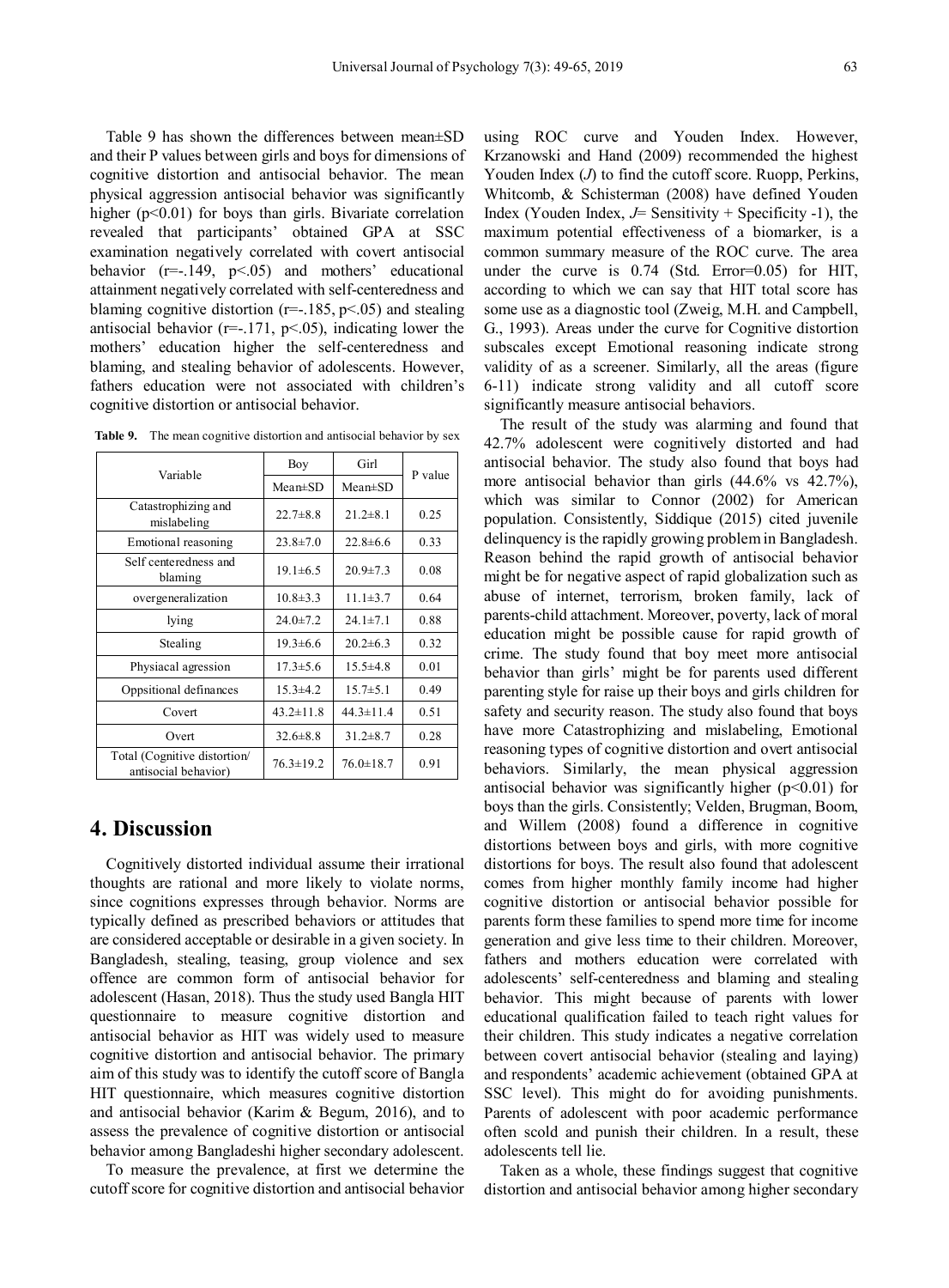Table 9 has shown the differences between mean±SD and their P values between girls and boys for dimensions of cognitive distortion and antisocial behavior. The mean physical aggression antisocial behavior was significantly higher ($p<0.01$) for boys than girls. Bivariate correlation revealed that participants' obtained GPA at SSC examination negatively correlated with covert antisocial behavior ($r=-.149$, $p<.05$) and mothers' educational attainment negatively correlated with self-centeredness and blaming cognitive distortion ($r=-.185$, $p<.05$) and stealing antisocial behavior ($r=-.171$, $p<.05$), indicating lower the mothers' education higher the self-centeredness and blaming, and stealing behavior of adolescents. However, fathers education were not associated with children's cognitive distortion or antisocial behavior.

**Table 9.** The mean cognitive distortion and antisocial behavior by sex

| Variable | Boy | Girl | P value |
|---|---|---|---|
| | Mean±SD | Mean±SD | |
| Catastrophizing and mislabeling | 22.7±8.8 | 21.2±8.1 | 0.25 |
| Emotional reasoning | 23.8±7.0 | 22.8±6.6 | 0.33 |
| Self centeredness and blaming | 19.1±6.5 | 20.9±7.3 | 0.08 |
| overgeneralization | 10.8±3.3 | 11.1±3.7 | 0.64 |
| lying | 24.0±7.2 | 24.1±7.1 | 0.88 |
| Stealing | 19.3±6.6 | 20.2±6.3 | 0.32 |
| Physiacal agression | 17.3±5.6 | 15.5±4.8 | 0.01 |
| Oppsitional definances | 15.3±4.2 | 15.7±5.1 | 0.49 |
| Covert | 43.2±11.8 | 44.3±11.4 | 0.51 |
| Overt | 32.6±8.8 | 31.2±8.7 | 0.28 |
| Total (Cognitive distortion/ antisocial behavior) | 76.3±19.2 | 76.0±18.7 | 0.91 |

# 4. Discussion

Cognitively distorted individual assume their irrational thoughts are rational and more likely to violate norms, since cognitions expresses through behavior. Norms are typically defined as prescribed behaviors or attitudes that are considered acceptable or desirable in a given society. In Bangladesh, stealing, teasing, group violence and sex offence are common form of antisocial behavior for adolescent (Hasan, 2018). Thus the study used Bangla HIT questionnaire to measure cognitive distortion and antisocial behavior as HIT was widely used to measure cognitive distortion and antisocial behavior. The primary aim of this study was to identify the cutoff score of Bangla HIT questionnaire, which measures cognitive distortion and antisocial behavior (Karim & Begum, 2016), and to assess the prevalence of cognitive distortion or antisocial behavior among Bangladeshi higher secondary adolescent.

To measure the prevalence, at first we determine the cutoff score for cognitive distortion and antisocial behavior using ROC curve and Youden Index. However, Krzanowski and Hand (2009) recommended the highest Youden Index (*J*) to find the cutoff score. Ruopp, Perkins, Whitcomb, & Schisterman (2008) have defined Youden Index (Youden Index, *J*= Sensitivity + Specificity -1), the maximum potential effectiveness of a biomarker, is a common summary measure of the ROC curve. The area under the curve is 0.74 (Std. Error=0.05) for HIT, according to which we can say that HIT total score has some use as a diagnostic tool (Zweig, M.H. and Campbell, G., 1993). Areas under the curve for Cognitive distortion subscales except Emotional reasoning indicate strong validity of as a screener. Similarly, all the areas (figure 6-11) indicate strong validity and all cutoff score significantly measure antisocial behaviors.

The result of the study was alarming and found that 42.7% adolescent were cognitively distorted and had antisocial behavior. The study also found that boys had more antisocial behavior than girls (44.6% vs 42.7%), which was similar to Connor (2002) for American population. Consistently, Siddique (2015) cited juvenile delinquency is the rapidly growing problem in Bangladesh. Reason behind the rapid growth of antisocial behavior might be for negative aspect of rapid globalization such as abuse of internet, terrorism, broken family, lack of parents-child attachment. Moreover, poverty, lack of moral education might be possible cause for rapid growth of crime. The study found that boy meet more antisocial behavior than girls' might be for parents used different parenting style for raise up their boys and girls children for safety and security reason. The study also found that boys have more Catastrophizing and mislabeling, Emotional reasoning types of cognitive distortion and overt antisocial behaviors. Similarly, the mean physical aggression antisocial behavior was significantly higher ($p<0.01$) for boys than the girls. Consistently; Velden, Brugman, Boom, and Willem (2008) found a difference in cognitive distortions between boys and girls, with more cognitive distortions for boys. The result also found that adolescent comes from higher monthly family income had higher cognitive distortion or antisocial behavior possible for parents form these families to spend more time for income generation and give less time to their children. Moreover, fathers and mothers education were correlated with adolescents' self-centeredness and blaming and stealing behavior. This might because of parents with lower educational qualification failed to teach right values for their children. This study indicates a negative correlation between covert antisocial behavior (stealing and laying) and respondents' academic achievement (obtained GPA at SSC level). This might do for avoiding punishments. Parents of adolescent with poor academic performance often scold and punish their children. In a result, these adolescents tell lie.

Taken as a whole, these findings suggest that cognitive distortion and antisocial behavior among higher secondary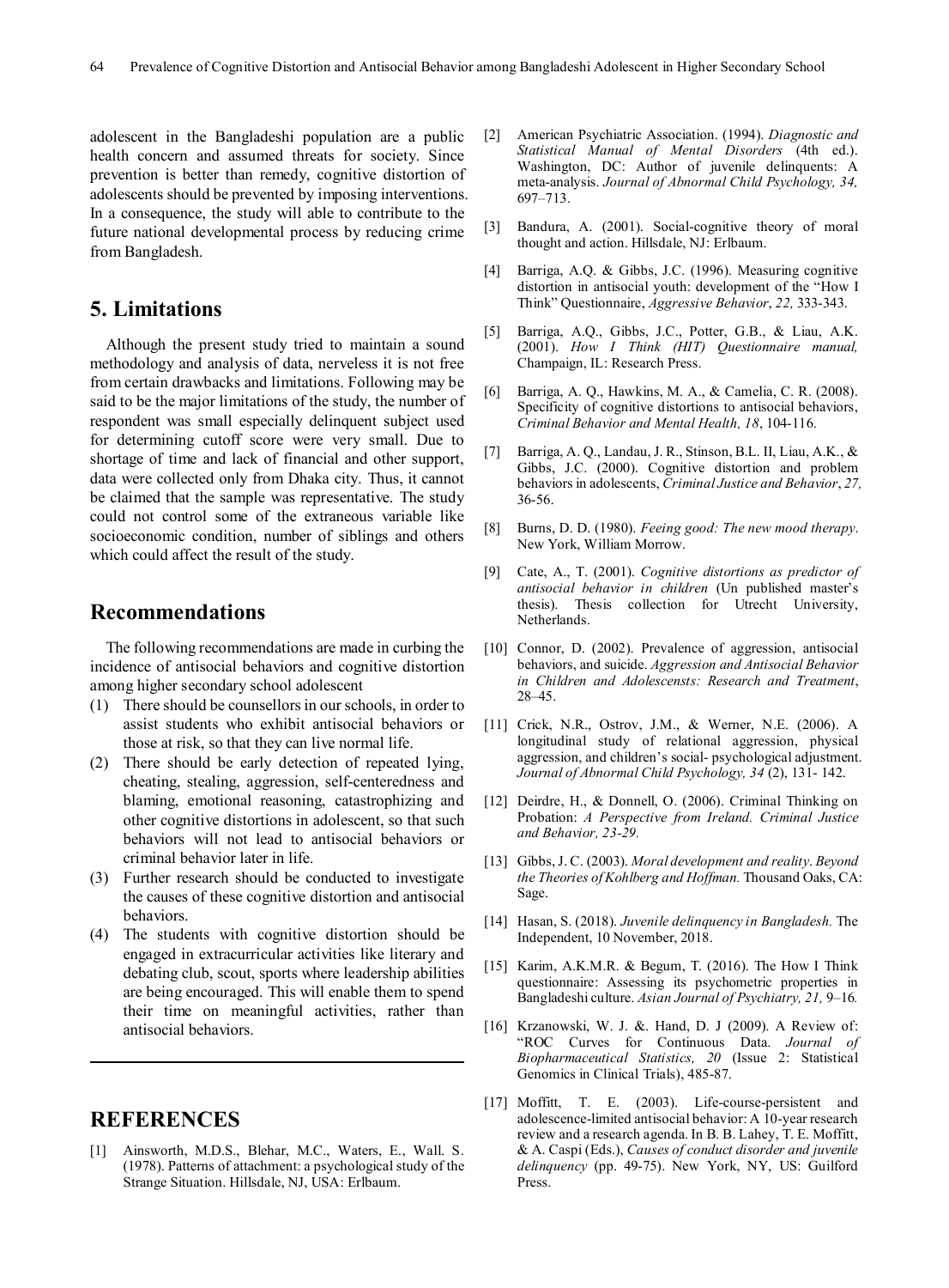adolescent in the Bangladeshi population are a public health concern and assumed threats for society. Since prevention is better than remedy, cognitive distortion of adolescents should be prevented by imposing interventions. In a consequence, the study will able to contribute to the future national developmental process by reducing crime from Bangladesh.

## 5. Limitations

Although the present study tried to maintain a sound methodology and analysis of data, nerveless it is not free from certain drawbacks and limitations. Following may be said to be the major limitations of the study, the number of respondent was small especially delinquent subject used for determining cutoff score were very small. Due to shortage of time and lack of financial and other support, data were collected only from Dhaka city. Thus, it cannot be claimed that the sample was representative. The study could not control some of the extraneous variable like socioeconomic condition, number of siblings and others which could affect the result of the study.

## Recommendations

The following recommendations are made in curbing the incidence of antisocial behaviors and cognitive distortion among higher secondary school adolescent

(1) There should be counsellors in our schools, in order to assist students who exhibit antisocial behaviors or those at risk, so that they can live normal life.
(2) There should be early detection of repeated lying, cheating, stealing, aggression, self-centeredness and blaming, emotional reasoning, catastrophizing and other cognitive distortions in adolescent, so that such behaviors will not lead to antisocial behaviors or criminal behavior later in life.
(3) Further research should be conducted to investigate the causes of these cognitive distortion and antisocial behaviors.
(4) The students with cognitive distortion should be engaged in extracurricular activities like literary and debating club, scout, sports where leadership abilities are being encouraged. This will enable them to spend their time on meaningful activities, rather than antisocial behaviors.

## REFERENCES

[1] Ainsworth, M.D.S., Blehar, M.C., Waters, E., Wall. S. (1978). Patterns of attachment: a psychological study of the Strange Situation. Hillsdale, NJ, USA: Erlbaum.

[2] American Psychiatric Association. (1994). *Diagnostic and Statistical Manual of Mental Disorders* (4th ed.). Washington, DC: Author of juvenile delinquents: A meta-analysis. *Journal of Abnormal Child Psychology, 34,* 697–713.

[3] Bandura, A. (2001). Social-cognitive theory of moral thought and action. Hillsdale, NJ: Erlbaum.

[4] Barriga, A.Q. & Gibbs, J.C. (1996). Measuring cognitive distortion in antisocial youth: development of the "How I Think" Questionnaire, *Aggressive Behavior*, *22,* 333-343.

[5] Barriga, A.Q., Gibbs, J.C., Potter, G.B., & Liau, A.K. (2001). *How I Think (HIT) Questionnaire manual,* Champaign, IL: Research Press.

[6] Barriga, A. Q., Hawkins, M. A., & Camelia, C. R. (2008). Specificity of cognitive distortions to antisocial behaviors, *Criminal Behavior and Mental Health, 18*, 104-116.

[7] Barriga, A. Q., Landau, J. R., Stinson, B.L. II, Liau, A.K., & Gibbs, J.C. (2000). Cognitive distortion and problem behaviors in adolescents, *Criminal Justice and Behavior*, *27,* 36-56.

[8] Burns, D. D. (1980). *Feeing good: The new mood therapy*. New York, William Morrow.

[9] Cate, A., T. (2001). *Cognitive distortions as predictor of antisocial behavior in children* (Un published master's thesis). Thesis collection for Utrecht University, Netherlands.

[10] Connor, D. (2002). Prevalence of aggression, antisocial behaviors, and suicide. *Aggression and Antisocial Behavior in Children and Adolescensts: Research and Treatment*, 28–45.

[11] Crick, N.R., Ostrov, J.M., & Werner, N.E. (2006). A longitudinal study of relational aggression, physical aggression, and children's social- psychological adjustment. *Journal of Abnormal Child Psychology, 34* (2), 131- 142.

[12] Deirdre, H., & Donnell, O. (2006). Criminal Thinking on Probation: *A Perspective from Ireland. Criminal Justice and Behavior, 23-29.*

[13] Gibbs, J. C. (2003). *Moral development and reality. Beyond the Theories of Kohlberg and Hoffman.* Thousand Oaks, CA: Sage.

[14] Hasan, S. (2018). *Juvenile delinquency in Bangladesh.* The Independent, 10 November, 2018.

[15] Karim, A.K.M.R. & Begum, T. (2016). The How I Think questionnaire: Assessing its psychometric properties in Bangladeshi culture. *Asian Journal of Psychiatry, 21,* 9–16*.*

[16] Krzanowski, W. J. &. Hand, D. J (2009). A Review of: "ROC Curves for Continuous Data. *Journal of Biopharmaceutical Statistics, 20* (Issue 2: Statistical Genomics in Clinical Trials), 485-87.

[17] Moffitt, T. E. (2003). Life-course-persistent and adolescence-limited antisocial behavior: A 10-year research review and a research agenda. In B. B. Lahey, T. E. Moffitt, & A. Caspi (Eds.), *Causes of conduct disorder and juvenile delinquency* (pp. 49-75). New York, NY, US: Guilford Press.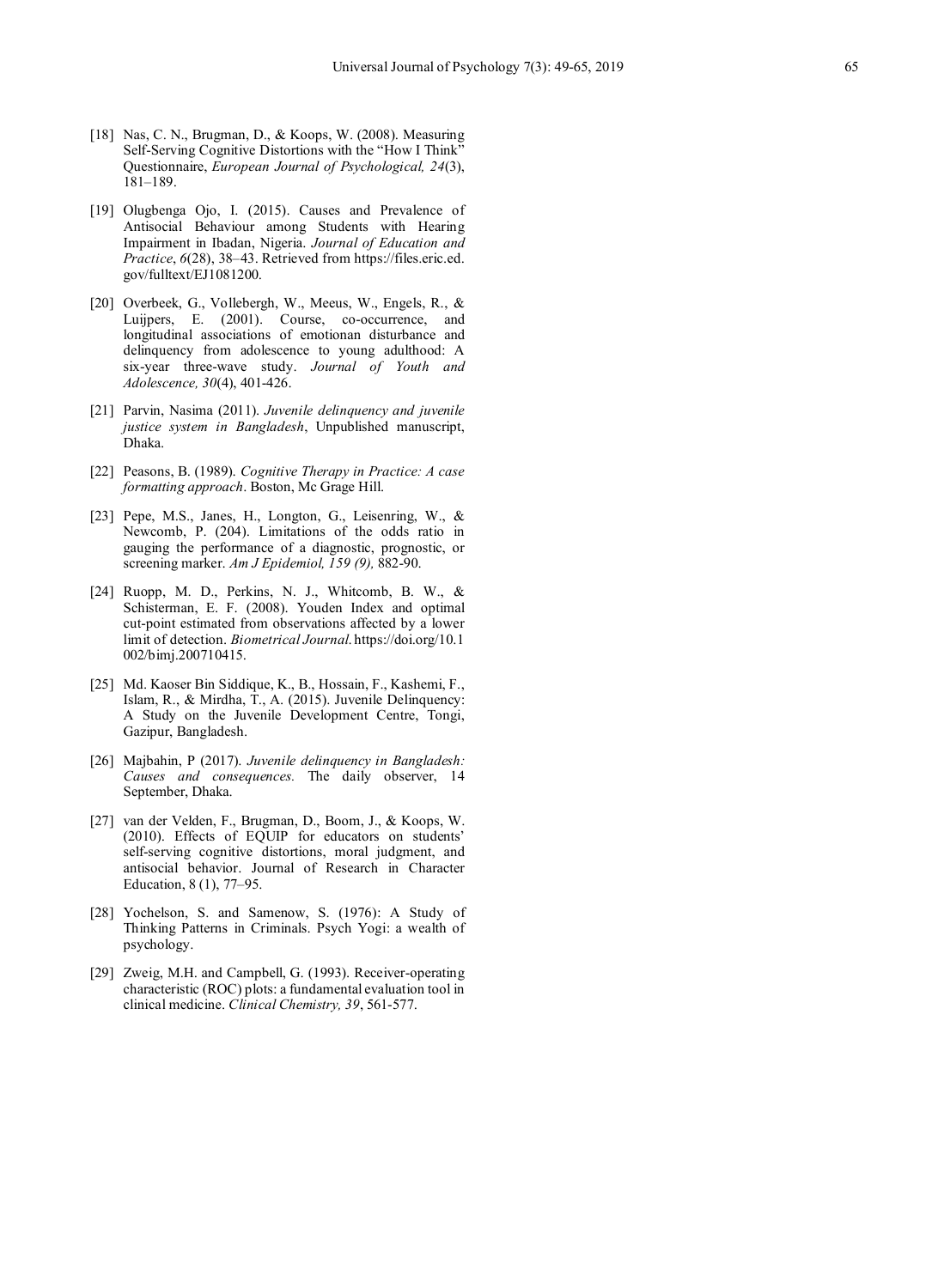[18] Nas, C. N., Brugman, D., & Koops, W. (2008). Measuring Self-Serving Cognitive Distortions with the "How I Think" Questionnaire, *European Journal of Psychological, 24*(3), 181–189.

[19] Olugbenga Ojo, I. (2015). Causes and Prevalence of Antisocial Behaviour among Students with Hearing Impairment in Ibadan, Nigeria. *Journal of Education and Practice*, *6*(28), 38–43. Retrieved from https://files.eric.ed.gov/fulltext/EJ1081200.

[20] Overbeek, G., Vollebergh, W., Meeus, W., Engels, R., & Luijpers, E. (2001). Course, co-occurrence, and longitudinal associations of emotionan disturbance and delinquency from adolescence to young adulthood: A six-year three-wave study. *Journal of Youth and Adolescence, 30*(4), 401-426.

[21] Parvin, Nasima (2011). *Juvenile delinquency and juvenile justice system in Bangladesh*, Unpublished manuscript, Dhaka.

[22] Peasons, B. (1989). *Cognitive Therapy in Practice: A case formatting approach*. Boston, Mc Grage Hill.

[23] Pepe, M.S., Janes, H., Longton, G., Leisenring, W., & Newcomb, P. (204). Limitations of the odds ratio in gauging the performance of a diagnostic, prognostic, or screening marker. *Am J Epidemiol, 159 (9),* 882-90.

[24] Ruopp, M. D., Perkins, N. J., Whitcomb, B. W., & Schisterman, E. F. (2008). Youden Index and optimal cut-point estimated from observations affected by a lower limit of detection. *Biometrical Journal.* https://doi.org/10.1002/bimj.200710415.

[25] Md. Kaoser Bin Siddique, K., B., Hossain, F., Kashemi, F., Islam, R., & Mirdha, T., A. (2015). Juvenile Delinquency: A Study on the Juvenile Development Centre, Tongi, Gazipur, Bangladesh.

[26] Majbahin, P (2017). *Juvenile delinquency in Bangladesh: Causes and consequences.* The daily observer, 14 September, Dhaka.

[27] van der Velden, F., Brugman, D., Boom, J., & Koops, W. (2010). Effects of EQUIP for educators on students' self-serving cognitive distortions, moral judgment, and antisocial behavior. Journal of Research in Character Education, 8 (1), 77–95.

[28] Yochelson, S. and Samenow, S. (1976): A Study of Thinking Patterns in Criminals. Psych Yogi: a wealth of psychology.

[29] Zweig, M.H. and Campbell, G. (1993). Receiver-operating characteristic (ROC) plots: a fundamental evaluation tool in clinical medicine. *Clinical Chemistry, 39*, 561-577.